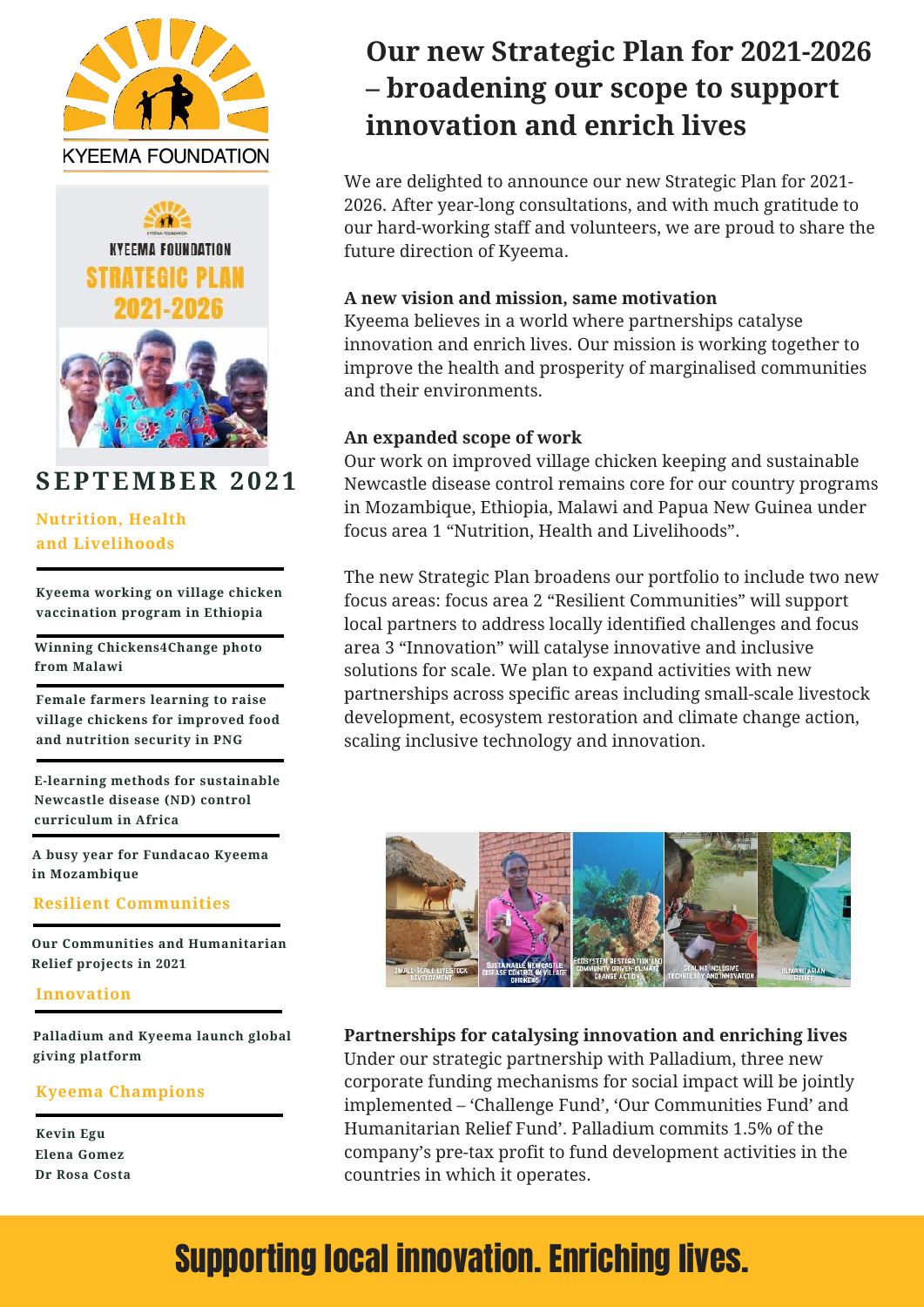KYEEMA FOUNDATION

KYEEMA FOUNDATION STRATEGIC PLAN 2021-2026

**SEPTEMBER 2021**

**Nutrition, Health and Livelihoods**

- Kyeema working on village chicken vaccination program in Ethiopia
- Winning Chickens4Change photo from Malawi
- Female farmers learning to raise village chickens for improved food and nutrition security in PNG
- E-learning methods for sustainable Newcastle disease (ND) control curriculum in Africa
- A busy year for Fundacao Kyeema in Mozambique

**Resilient Communities**

- Our Communities and Humanitarian Relief projects in 2021

**Innovation**

- Palladium and Kyeema launch global giving platform

**Kyeema Champions**

- Kevin Egu
- Elena Gomez
- Dr Rosa Costa

# Our new Strategic Plan for 2021-2026 – broadening our scope to support innovation and enrich lives

We are delighted to announce our new Strategic Plan for 2021-2026. After year-long consultations, and with much gratitude to our hard-working staff and volunteers, we are proud to share the future direction of Kyeema.

**A new vision and mission, same motivation**

Kyeema believes in a world where partnerships catalyse innovation and enrich lives. Our mission is working together to improve the health and prosperity of marginalised communities and their environments.

**An expanded scope of work**

Our work on improved village chicken keeping and sustainable Newcastle disease control remains core for our country programs in Mozambique, Ethiopia, Malawi and Papua New Guinea under focus area 1 "Nutrition, Health and Livelihoods".

The new Strategic Plan broadens our portfolio to include two new focus areas: focus area 2 "Resilient Communities" will support local partners to address locally identified challenges and focus area 3 "Innovation" will catalyse innovative and inclusive solutions for scale. We plan to expand activities with new partnerships across specific areas including small-scale livestock development, ecosystem restoration and climate change action, scaling inclusive technology and innovation.

SMALL-SCALE LIVESTOCK DEVELOPMENT | SUSTAINABLE NEWCASTLE DISEASE CONTROL IN VILLAGE CHICKENS | ECOSYSTEM RESTORATION AND COMMUNITY DRIVEN CLIMATE CHANGE ACTION | SCALING INCLUSIVE TECHNOLOGY AND INNOVATION | HUMANITARIAN RELIEF

**Partnerships for catalysing innovation and enriching lives**

Under our strategic partnership with Palladium, three new corporate funding mechanisms for social impact will be jointly implemented – 'Challenge Fund', 'Our Communities Fund' and Humanitarian Relief Fund'. Palladium commits 1.5% of the company's pre-tax profit to fund development activities in the countries in which it operates.

Supporting local innovation. Enriching lives.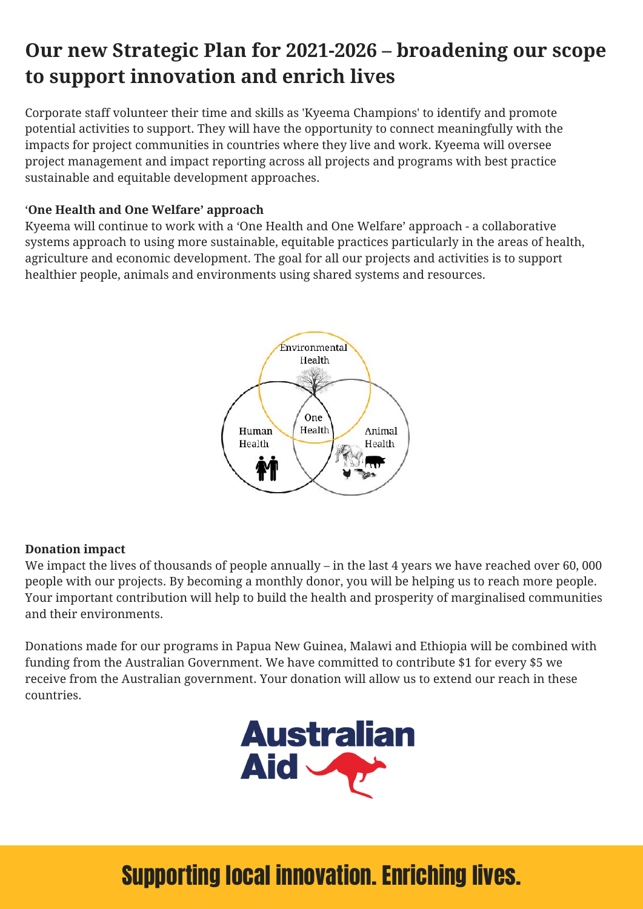# Our new Strategic Plan for 2021-2026 – broadening our scope to support innovation and enrich lives

Corporate staff volunteer their time and skills as 'Kyeema Champions' to identify and promote potential activities to support. They will have the opportunity to connect meaningfully with the impacts for project communities in countries where they live and work. Kyeema will oversee project management and impact reporting across all projects and programs with best practice sustainable and equitable development approaches.

**'One Health and One Welfare' approach**

Kyeema will continue to work with a 'One Health and One Welfare' approach - a collaborative systems approach to using more sustainable, equitable practices particularly in the areas of health, agriculture and economic development. The goal for all our projects and activities is to support healthier people, animals and environments using shared systems and resources.

Environmental Health

One Health

Human Health

Animal Health

**Donation impact**

We impact the lives of thousands of people annually – in the last 4 years we have reached over 60, 000 people with our projects. By becoming a monthly donor, you will be helping us to reach more people. Your important contribution will help to build the health and prosperity of marginalised communities and their environments.

Donations made for our programs in Papua New Guinea, Malawi and Ethiopia will be combined with funding from the Australian Government. We have committed to contribute $1 for every $5 we receive from the Australian government. Your donation will allow us to extend our reach in these countries.

Australian Aid

Supporting local innovation. Enriching lives.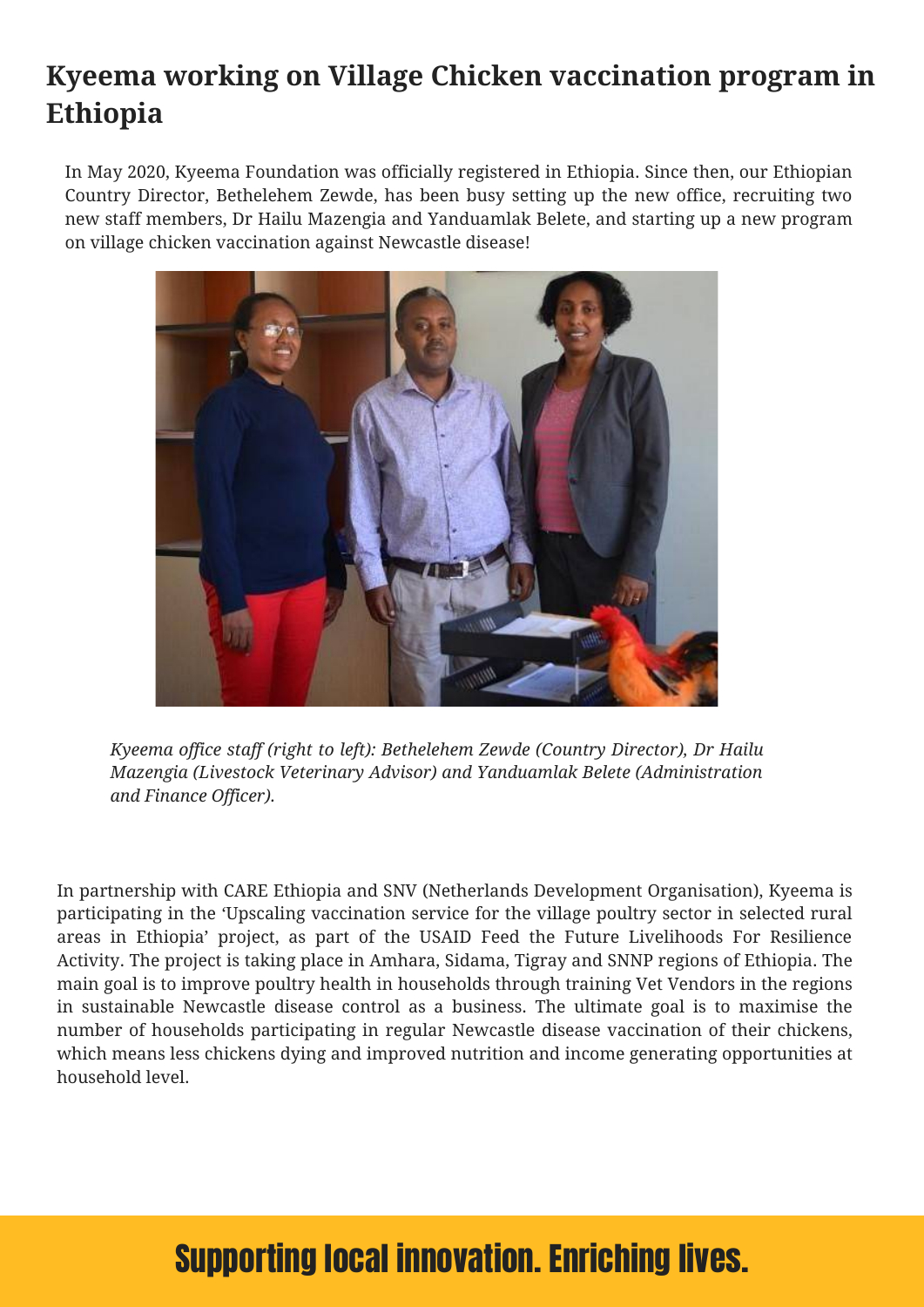# Kyeema working on Village Chicken vaccination program in Ethiopia

In May 2020, Kyeema Foundation was officially registered in Ethiopia. Since then, our Ethiopian Country Director, Bethelehem Zewde, has been busy setting up the new office, recruiting two new staff members, Dr Hailu Mazengia and Yanduamlak Belete, and starting up a new program on village chicken vaccination against Newcastle disease!

*Kyeema office staff (right to left): Bethelehem Zewde (Country Director), Dr Hailu Mazengia (Livestock Veterinary Advisor) and Yanduamlak Belete (Administration and Finance Officer).*

In partnership with CARE Ethiopia and SNV (Netherlands Development Organisation), Kyeema is participating in the 'Upscaling vaccination service for the village poultry sector in selected rural areas in Ethiopia' project, as part of the USAID Feed the Future Livelihoods For Resilience Activity. The project is taking place in Amhara, Sidama, Tigray and SNNP regions of Ethiopia. The main goal is to improve poultry health in households through training Vet Vendors in the regions in sustainable Newcastle disease control as a business. The ultimate goal is to maximise the number of households participating in regular Newcastle disease vaccination of their chickens, which means less chickens dying and improved nutrition and income generating opportunities at household level.

**Supporting local innovation. Enriching lives.**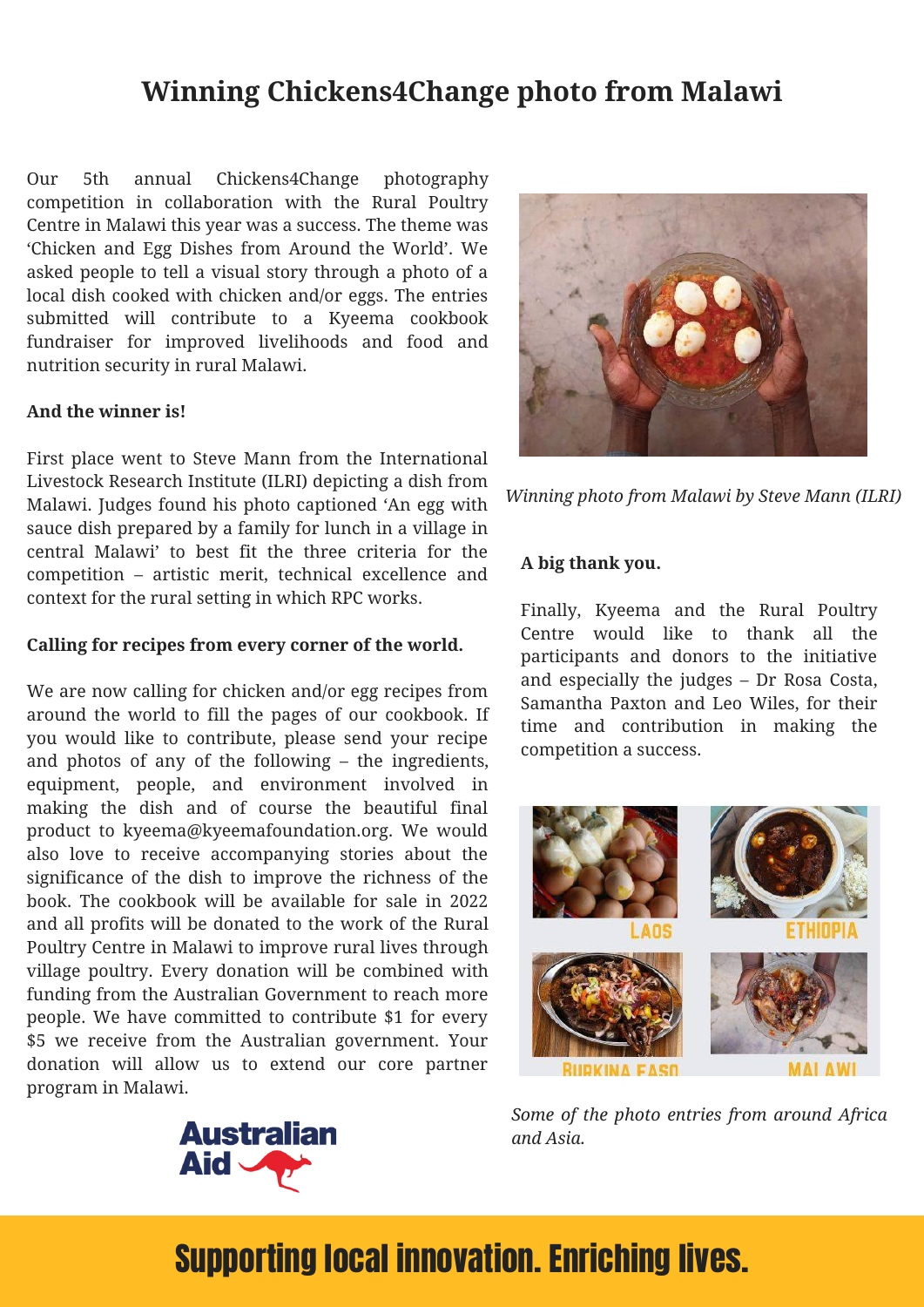# Winning Chickens4Change photo from Malawi

Our 5th annual Chickens4Change photography competition in collaboration with the Rural Poultry Centre in Malawi this year was a success. The theme was 'Chicken and Egg Dishes from Around the World'. We asked people to tell a visual story through a photo of a local dish cooked with chicken and/or eggs. The entries submitted will contribute to a Kyeema cookbook fundraiser for improved livelihoods and food and nutrition security in rural Malawi.

**And the winner is!**

First place went to Steve Mann from the International Livestock Research Institute (ILRI) depicting a dish from Malawi. Judges found his photo captioned 'An egg with sauce dish prepared by a family for lunch in a village in central Malawi' to best fit the three criteria for the competition – artistic merit, technical excellence and context for the rural setting in which RPC works.

*Winning photo from Malawi by Steve Mann (ILRI)*

**Calling for recipes from every corner of the world.**

We are now calling for chicken and/or egg recipes from around the world to fill the pages of our cookbook. If you would like to contribute, please send your recipe and photos of any of the following – the ingredients, equipment, people, and environment involved in making the dish and of course the beautiful final product to kyeema@kyeemafoundation.org. We would also love to receive accompanying stories about the significance of the dish to improve the richness of the book. The cookbook will be available for sale in 2022 and all profits will be donated to the work of the Rural Poultry Centre in Malawi to improve rural lives through village poultry. Every donation will be combined with funding from the Australian Government to reach more people. We have committed to contribute $1 for every $5 we receive from the Australian government. Your donation will allow us to extend our core partner program in Malawi.

**A big thank you.**

Finally, Kyeema and the Rural Poultry Centre would like to thank all the participants and donors to the initiative and especially the judges – Dr Rosa Costa, Samantha Paxton and Leo Wiles, for their time and contribution in making the competition a success.

LAOS ETHIOPIA BURKINA FASO MALAWI

*Some of the photo entries from around Africa and Asia.*

Australian Aid

Supporting local innovation. Enriching lives.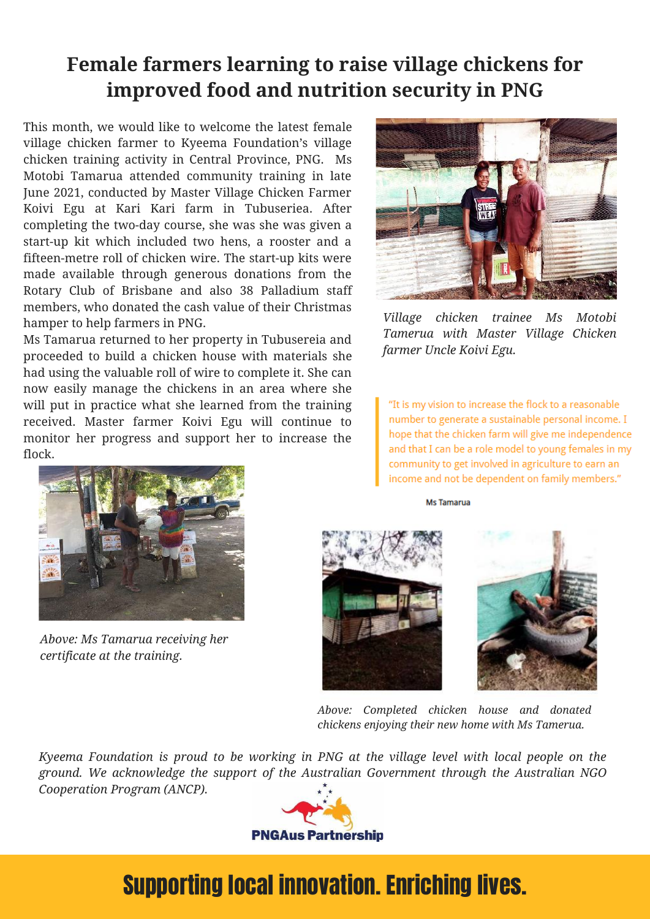# Female farmers learning to raise village chickens for improved food and nutrition security in PNG

This month, we would like to welcome the latest female village chicken farmer to Kyeema Foundation's village chicken training activity in Central Province, PNG. Ms Motobi Tamarua attended community training in late June 2021, conducted by Master Village Chicken Farmer Koivi Egu at Kari Kari farm in Tubuseriea. After completing the two-day course, she was she was given a start-up kit which included two hens, a rooster and a fifteen-metre roll of chicken wire. The start-up kits were made available through generous donations from the Rotary Club of Brisbane and also 38 Palladium staff members, who donated the cash value of their Christmas hamper to help farmers in PNG.

Ms Tamarua returned to her property in Tubusereia and proceeded to build a chicken house with materials she had using the valuable roll of wire to complete it. She can now easily manage the chickens in an area where she will put in practice what she learned from the training received. Master farmer Koivi Egu will continue to monitor her progress and support her to increase the flock.

*Village chicken trainee Ms Motobi Tamerua with Master Village Chicken farmer Uncle Koivi Egu.*

> "It is my vision to increase the flock to a reasonable number to generate a sustainable personal income. I hope that the chicken farm will give me independence and that I can be a role model to young females in my community to get involved in agriculture to earn an income and not be dependent on family members."
>
> Ms Tamarua

*Above: Ms Tamarua receiving her certificate at the training.*

*Above: Completed chicken house and donated chickens enjoying their new home with Ms Tamerua.*

*Kyeema Foundation is proud to be working in PNG at the village level with local people on the ground. We acknowledge the support of the Australian Government through the Australian NGO Cooperation Program (ANCP).*

PNGAus Partnership

## Supporting local innovation. Enriching lives.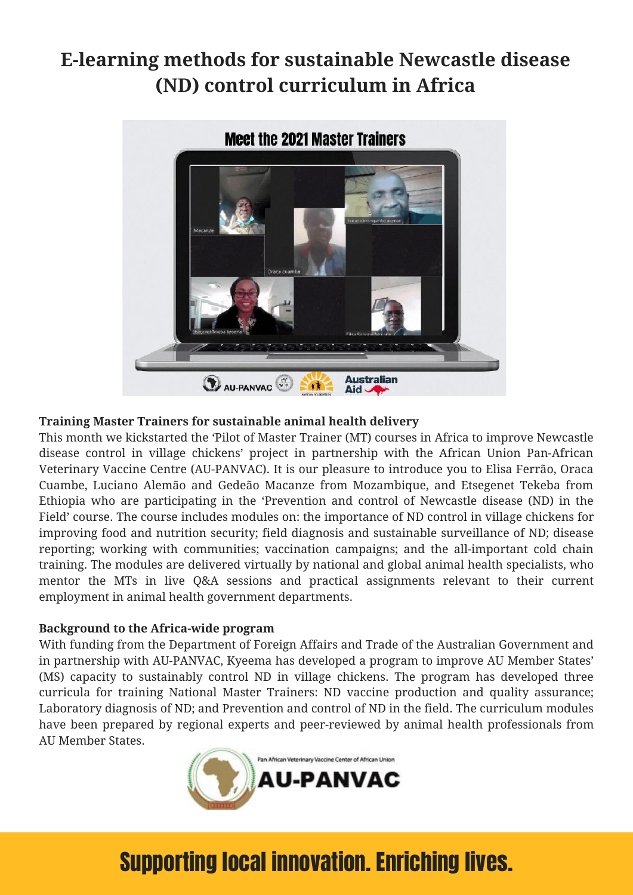# E-learning methods for sustainable Newcastle disease (ND) control curriculum in Africa

### Training Master Trainers for sustainable animal health delivery

This month we kickstarted the 'Pilot of Master Trainer (MT) courses in Africa to improve Newcastle disease control in village chickens' project in partnership with the African Union Pan-African Veterinary Vaccine Centre (AU-PANVAC). It is our pleasure to introduce you to Elisa Ferrão, Oraca Cuambe, Luciano Alemão and Gedeão Macanze from Mozambique, and Etsegenet Tekeba from Ethiopia who are participating in the 'Prevention and control of Newcastle disease (ND) in the Field' course. The course includes modules on: the importance of ND control in village chickens for improving food and nutrition security; field diagnosis and sustainable surveillance of ND; disease reporting; working with communities; vaccination campaigns; and the all-important cold chain training. The modules are delivered virtually by national and global animal health specialists, who mentor the MTs in live Q&A sessions and practical assignments relevant to their current employment in animal health government departments.

### Background to the Africa-wide program

With funding from the Department of Foreign Affairs and Trade of the Australian Government and in partnership with AU-PANVAC, Kyeema has developed a program to improve AU Member States' (MS) capacity to sustainably control ND in village chickens. The program has developed three curricula for training National Master Trainers: ND vaccine production and quality assurance; Laboratory diagnosis of ND; and Prevention and control of ND in the field. The curriculum modules have been prepared by regional experts and peer-reviewed by animal health professionals from AU Member States.

Supporting local innovation. Enriching lives.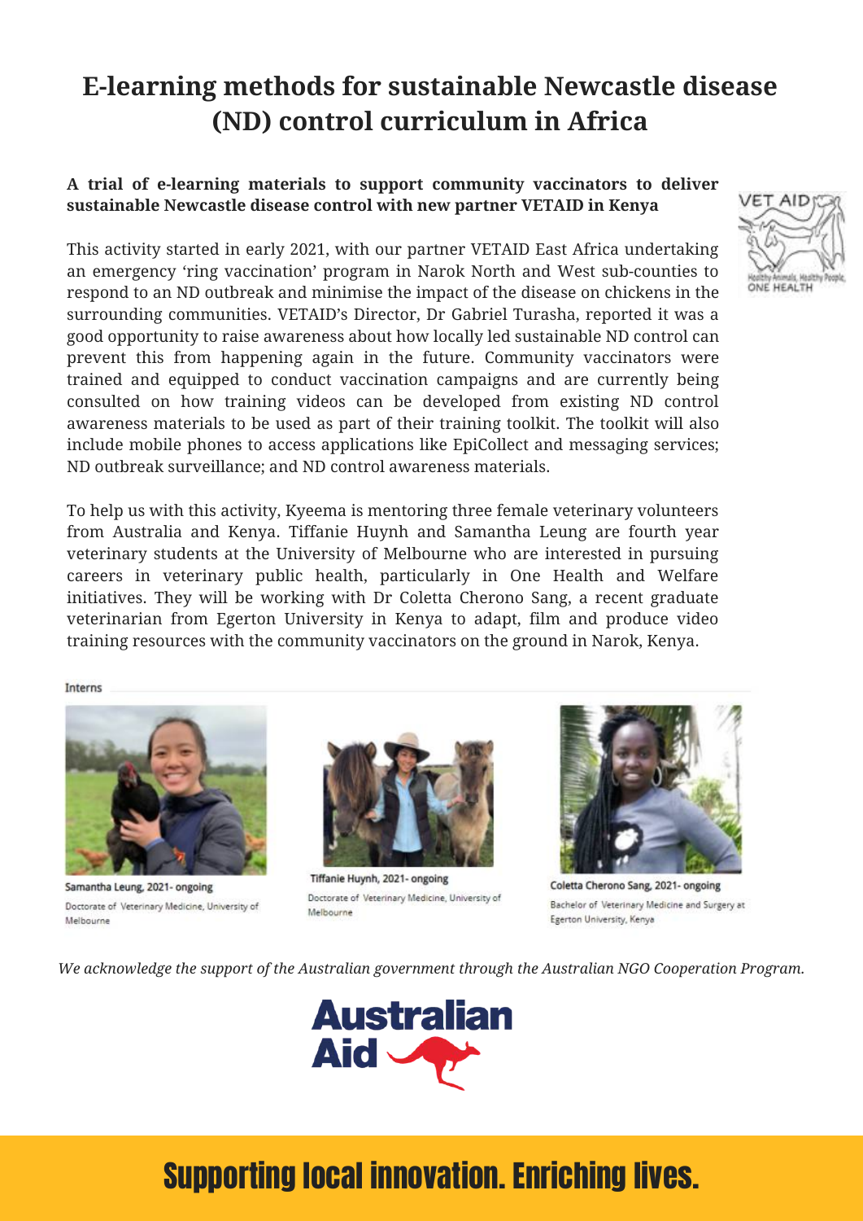# E-learning methods for sustainable Newcastle disease (ND) control curriculum in Africa

**A trial of e-learning materials to support community vaccinators to deliver sustainable Newcastle disease control with new partner VETAID in Kenya**

This activity started in early 2021, with our partner VETAID East Africa undertaking an emergency 'ring vaccination' program in Narok North and West sub-counties to respond to an ND outbreak and minimise the impact of the disease on chickens in the surrounding communities. VETAID's Director, Dr Gabriel Turasha, reported it was a good opportunity to raise awareness about how locally led sustainable ND control can prevent this from happening again in the future. Community vaccinators were trained and equipped to conduct vaccination campaigns and are currently being consulted on how training videos can be developed from existing ND control awareness materials to be used as part of their training toolkit. The toolkit will also include mobile phones to access applications like EpiCollect and messaging services; ND outbreak surveillance; and ND control awareness materials.

To help us with this activity, Kyeema is mentoring three female veterinary volunteers from Australia and Kenya. Tiffanie Huynh and Samantha Leung are fourth year veterinary students at the University of Melbourne who are interested in pursuing careers in veterinary public health, particularly in One Health and Welfare initiatives. They will be working with Dr Coletta Cherono Sang, a recent graduate veterinarian from Egerton University in Kenya to adapt, film and produce video training resources with the community vaccinators on the ground in Narok, Kenya.

Interns

**Samantha Leung, 2021- ongoing**
Doctorate of Veterinary Medicine, University of Melbourne

**Tiffanie Huynh, 2021- ongoing**
Doctorate of Veterinary Medicine, University of Melbourne

**Coletta Cherono Sang, 2021- ongoing**
Bachelor of Veterinary Medicine and Surgery at Egerton University, Kenya

*We acknowledge the support of the Australian government through the Australian NGO Cooperation Program.*

Supporting local innovation. Enriching lives.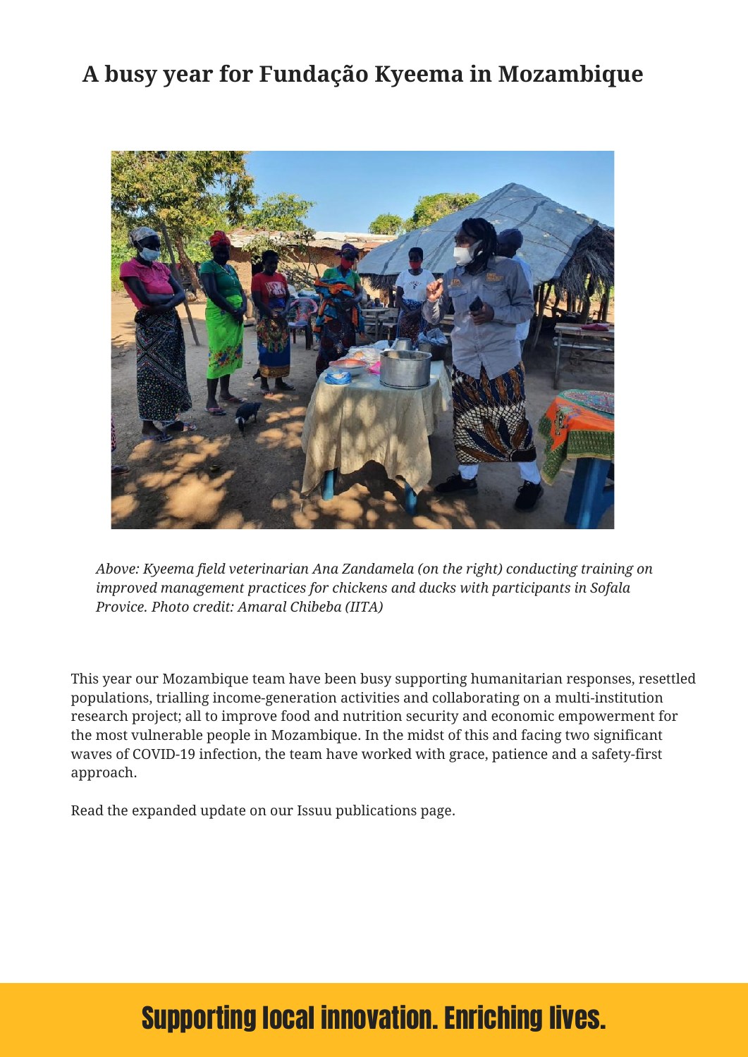# A busy year for Fundação Kyeema in Mozambique

*Above: Kyeema field veterinarian Ana Zandamela (on the right) conducting training on improved management practices for chickens and ducks with participants in Sofala Provice. Photo credit: Amaral Chibeba (IITA)*

This year our Mozambique team have been busy supporting humanitarian responses, resettled populations, trialling income-generation activities and collaborating on a multi-institution research project; all to improve food and nutrition security and economic empowerment for the most vulnerable people in Mozambique. In the midst of this and facing two significant waves of COVID-19 infection, the team have worked with grace, patience and a safety-first approach.

Read the expanded update on our Issuu publications page.

**Supporting local innovation. Enriching lives.**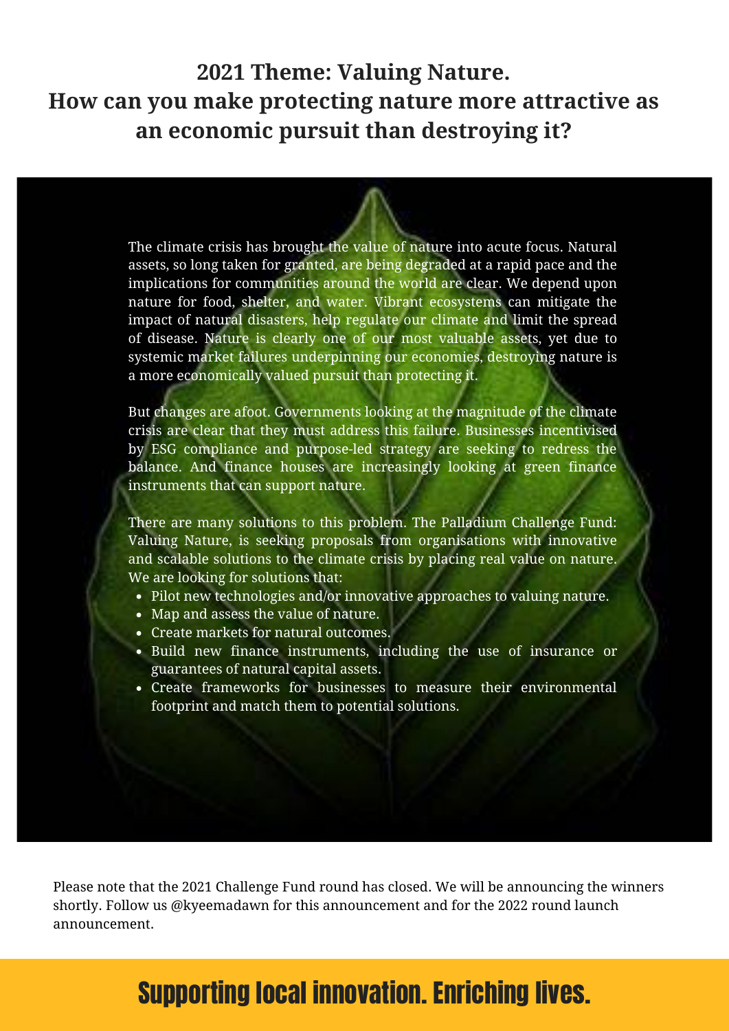## 2021 Theme: Valuing Nature.
## How can you make protecting nature more attractive as an economic pursuit than destroying it?

The climate crisis has brought the value of nature into acute focus. Natural assets, so long taken for granted, are being degraded at a rapid pace and the implications for communities around the world are clear. We depend upon nature for food, shelter, and water. Vibrant ecosystems can mitigate the impact of natural disasters, help regulate our climate and limit the spread of disease. Nature is clearly one of our most valuable assets, yet due to systemic market failures underpinning our economies, destroying nature is a more economically valued pursuit than protecting it.

But changes are afoot. Governments looking at the magnitude of the climate crisis are clear that they must address this failure. Businesses incentivised by ESG compliance and purpose-led strategy are seeking to redress the balance. And finance houses are increasingly looking at green finance instruments that can support nature.

There are many solutions to this problem. The Palladium Challenge Fund: Valuing Nature, is seeking proposals from organisations with innovative and scalable solutions to the climate crisis by placing real value on nature. We are looking for solutions that:

- Pilot new technologies and/or innovative approaches to valuing nature.
- Map and assess the value of nature.
- Create markets for natural outcomes.
- Build new finance instruments, including the use of insurance or guarantees of natural capital assets.
- Create frameworks for businesses to measure their environmental footprint and match them to potential solutions.

Please note that the 2021 Challenge Fund round has closed. We will be announcing the winners shortly. Follow us @kyeemadawn for this announcement and for the 2022 round launch announcement.

**Supporting local innovation. Enriching lives.**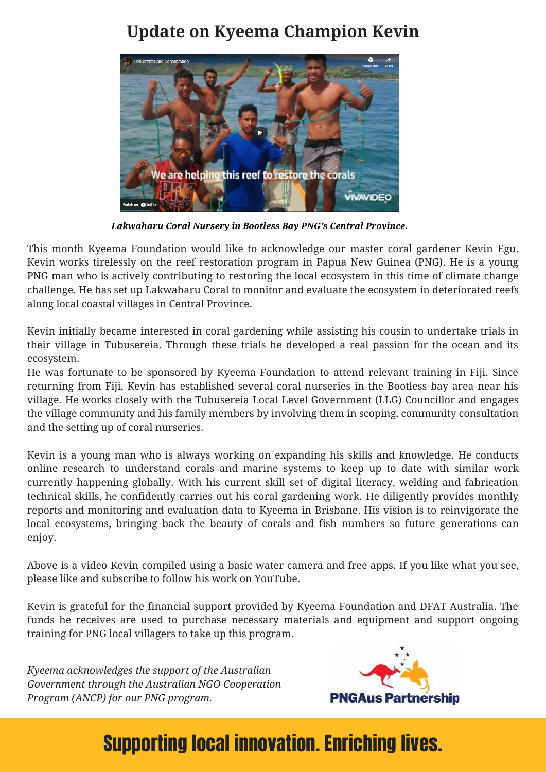# Update on Kyeema Champion Kevin

***Lakwaharu Coral Nursery in Bootless Bay PNG's Central Province.***

This month Kyeema Foundation would like to acknowledge our master coral gardener Kevin Egu. Kevin works tirelessly on the reef restoration program in Papua New Guinea (PNG). He is a young PNG man who is actively contributing to restoring the local ecosystem in this time of climate change challenge. He has set up Lakwaharu Coral to monitor and evaluate the ecosystem in deteriorated reefs along local coastal villages in Central Province.

Kevin initially became interested in coral gardening while assisting his cousin to undertake trials in their village in Tubusereia. Through these trials he developed a real passion for the ocean and its ecosystem.

He was fortunate to be sponsored by Kyeema Foundation to attend relevant training in Fiji. Since returning from Fiji, Kevin has established several coral nurseries in the Bootless bay area near his village. He works closely with the Tubusereia Local Level Government (LLG) Councillor and engages the village community and his family members by involving them in scoping, community consultation and the setting up of coral nurseries.

Kevin is a young man who is always working on expanding his skills and knowledge. He conducts online research to understand corals and marine systems to keep up to date with similar work currently happening globally. With his current skill set of digital literacy, welding and fabrication technical skills, he confidently carries out his coral gardening work. He diligently provides monthly reports and monitoring and evaluation data to Kyeema in Brisbane. His vision is to reinvigorate the local ecosystems, bringing back the beauty of corals and fish numbers so future generations can enjoy.

Above is a video Kevin compiled using a basic water camera and free apps. If you like what you see, please like and subscribe to follow his work on YouTube.

Kevin is grateful for the financial support provided by Kyeema Foundation and DFAT Australia. The funds he receives are used to purchase necessary materials and equipment and support ongoing training for PNG local villagers to take up this program.

*Kyeema acknowledges the support of the Australian Government through the Australian NGO Cooperation Program (ANCP) for our PNG program.*

PNGAus Partnership

## Supporting local innovation. Enriching lives.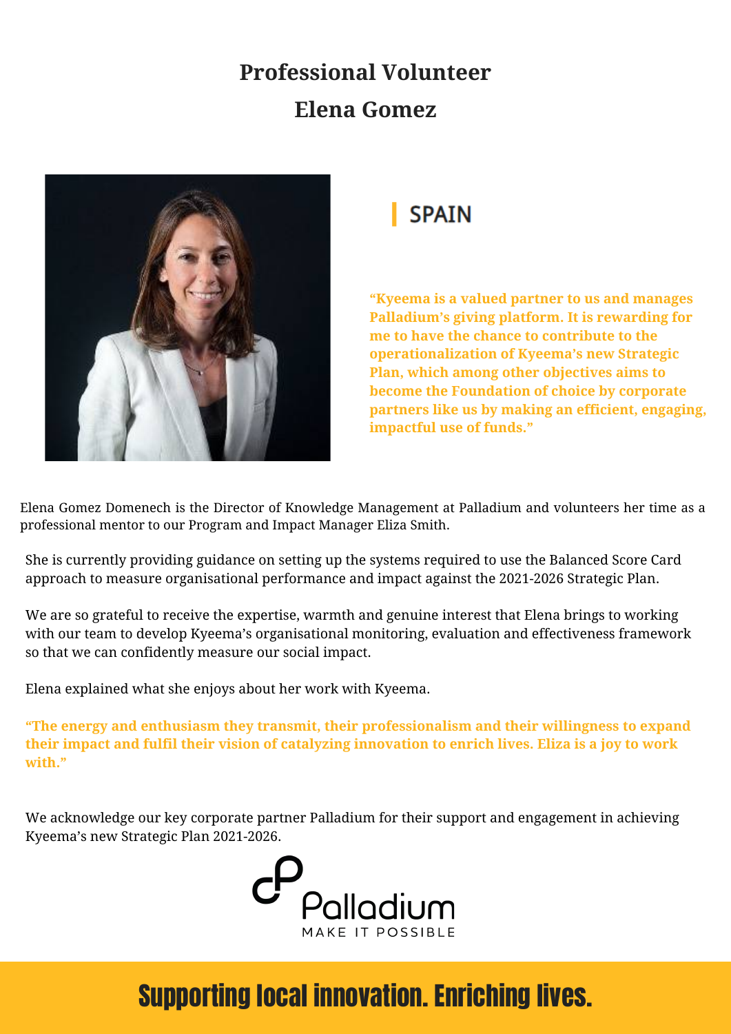# Professional Volunteer

# Elena Gomez

## SPAIN

**"Kyeema is a valued partner to us and manages Palladium's giving platform. It is rewarding for me to have the chance to contribute to the operationalization of Kyeema's new Strategic Plan, which among other objectives aims to become the Foundation of choice by corporate partners like us by making an efficient, engaging, impactful use of funds."**

Elena Gomez Domenech is the Director of Knowledge Management at Palladium and volunteers her time as a professional mentor to our Program and Impact Manager Eliza Smith.

She is currently providing guidance on setting up the systems required to use the Balanced Score Card approach to measure organisational performance and impact against the 2021-2026 Strategic Plan.

We are so grateful to receive the expertise, warmth and genuine interest that Elena brings to working with our team to develop Kyeema's organisational monitoring, evaluation and effectiveness framework so that we can confidently measure our social impact.

Elena explained what she enjoys about her work with Kyeema.

**"The energy and enthusiasm they transmit, their professionalism and their willingness to expand their impact and fulfil their vision of catalyzing innovation to enrich lives. Eliza is a joy to work with."**

We acknowledge our key corporate partner Palladium for their support and engagement in achieving Kyeema's new Strategic Plan 2021-2026.

Palladium
MAKE IT POSSIBLE

**Supporting local innovation. Enriching lives.**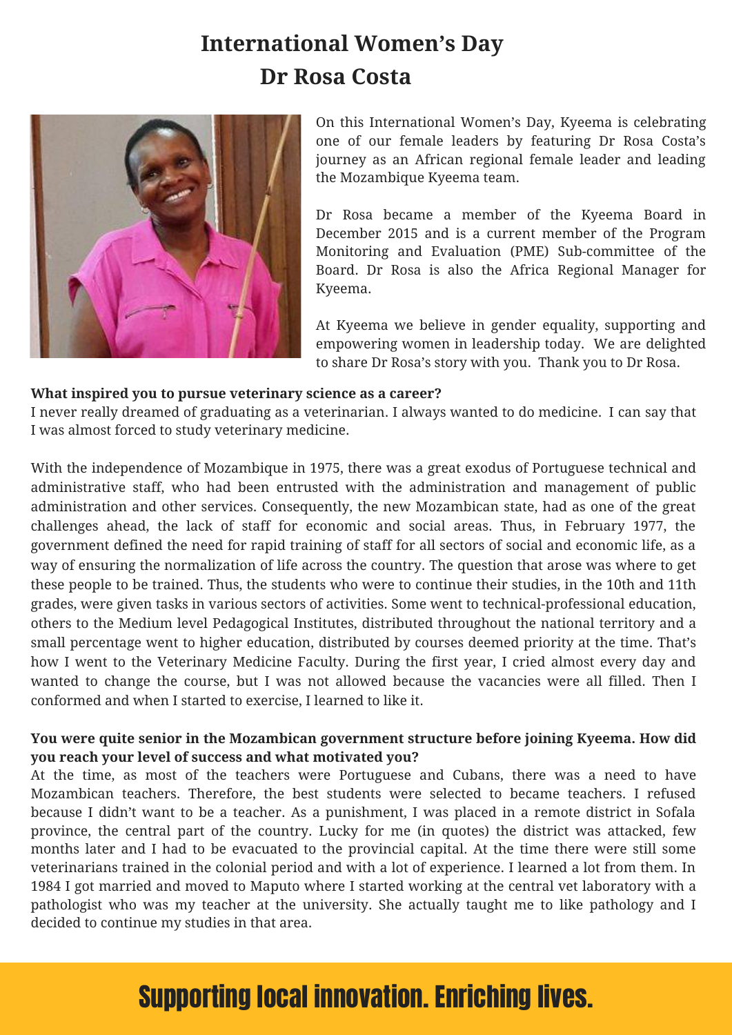# International Women's Day
# Dr Rosa Costa

On this International Women's Day, Kyeema is celebrating one of our female leaders by featuring Dr Rosa Costa's journey as an African regional female leader and leading the Mozambique Kyeema team.

Dr Rosa became a member of the Kyeema Board in December 2015 and is a current member of the Program Monitoring and Evaluation (PME) Sub-committee of the Board. Dr Rosa is also the Africa Regional Manager for Kyeema.

At Kyeema we believe in gender equality, supporting and empowering women in leadership today. We are delighted to share Dr Rosa's story with you. Thank you to Dr Rosa.

**What inspired you to pursue veterinary science as a career?**

I never really dreamed of graduating as a veterinarian. I always wanted to do medicine. I can say that I was almost forced to study veterinary medicine.

With the independence of Mozambique in 1975, there was a great exodus of Portuguese technical and administrative staff, who had been entrusted with the administration and management of public administration and other services. Consequently, the new Mozambican state, had as one of the great challenges ahead, the lack of staff for economic and social areas. Thus, in February 1977, the government defined the need for rapid training of staff for all sectors of social and economic life, as a way of ensuring the normalization of life across the country. The question that arose was where to get these people to be trained. Thus, the students who were to continue their studies, in the 10th and 11th grades, were given tasks in various sectors of activities. Some went to technical-professional education, others to the Medium level Pedagogical Institutes, distributed throughout the national territory and a small percentage went to higher education, distributed by courses deemed priority at the time. That's how I went to the Veterinary Medicine Faculty. During the first year, I cried almost every day and wanted to change the course, but I was not allowed because the vacancies were all filled. Then I conformed and when I started to exercise, I learned to like it.

**You were quite senior in the Mozambican government structure before joining Kyeema. How did you reach your level of success and what motivated you?**

At the time, as most of the teachers were Portuguese and Cubans, there was a need to have Mozambican teachers. Therefore, the best students were selected to became teachers. I refused because I didn't want to be a teacher. As a punishment, I was placed in a remote district in Sofala province, the central part of the country. Lucky for me (in quotes) the district was attacked, few months later and I had to be evacuated to the provincial capital. At the time there were still some veterinarians trained in the colonial period and with a lot of experience. I learned a lot from them. In 1984 I got married and moved to Maputo where I started working at the central vet laboratory with a pathologist who was my teacher at the university. She actually taught me to like pathology and I decided to continue my studies in that area.

Supporting local innovation. Enriching lives.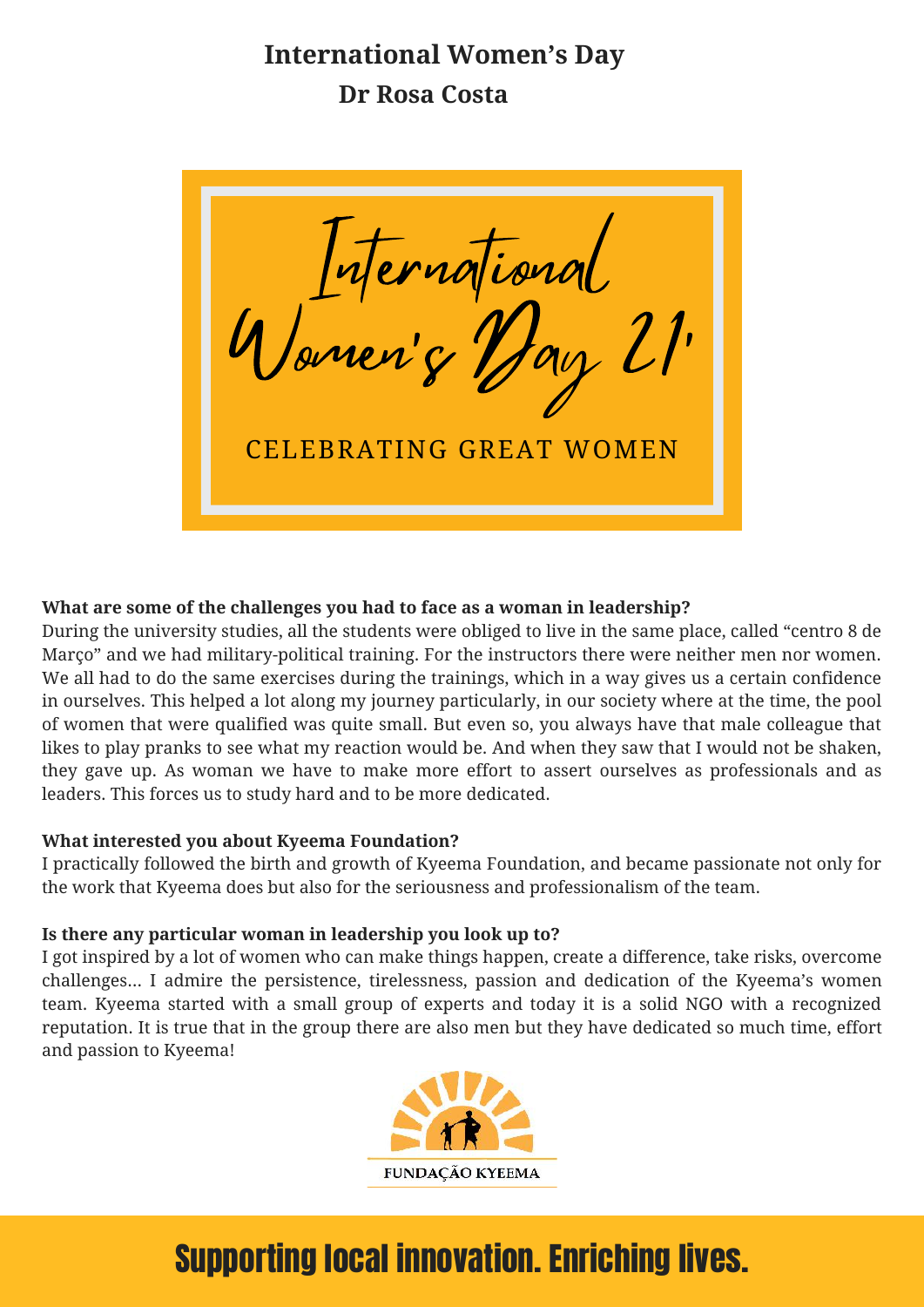# International Women's Day

## Dr Rosa Costa

International Women's Day 21'

CELEBRATING GREAT WOMEN

**What are some of the challenges you had to face as a woman in leadership?**

During the university studies, all the students were obliged to live in the same place, called "centro 8 de Março" and we had military-political training. For the instructors there were neither men nor women. We all had to do the same exercises during the trainings, which in a way gives us a certain confidence in ourselves. This helped a lot along my journey particularly, in our society where at the time, the pool of women that were qualified was quite small. But even so, you always have that male colleague that likes to play pranks to see what my reaction would be. And when they saw that I would not be shaken, they gave up. As woman we have to make more effort to assert ourselves as professionals and as leaders. This forces us to study hard and to be more dedicated.

**What interested you about Kyeema Foundation?**

I practically followed the birth and growth of Kyeema Foundation, and became passionate not only for the work that Kyeema does but also for the seriousness and professionalism of the team.

**Is there any particular woman in leadership you look up to?**

I got inspired by a lot of women who can make things happen, create a difference, take risks, overcome challenges... I admire the persistence, tirelessness, passion and dedication of the Kyeema's women team. Kyeema started with a small group of experts and today it is a solid NGO with a recognized reputation. It is true that in the group there are also men but they have dedicated so much time, effort and passion to Kyeema!

FUNDAÇÃO KYEEMA

Supporting local innovation. Enriching lives.